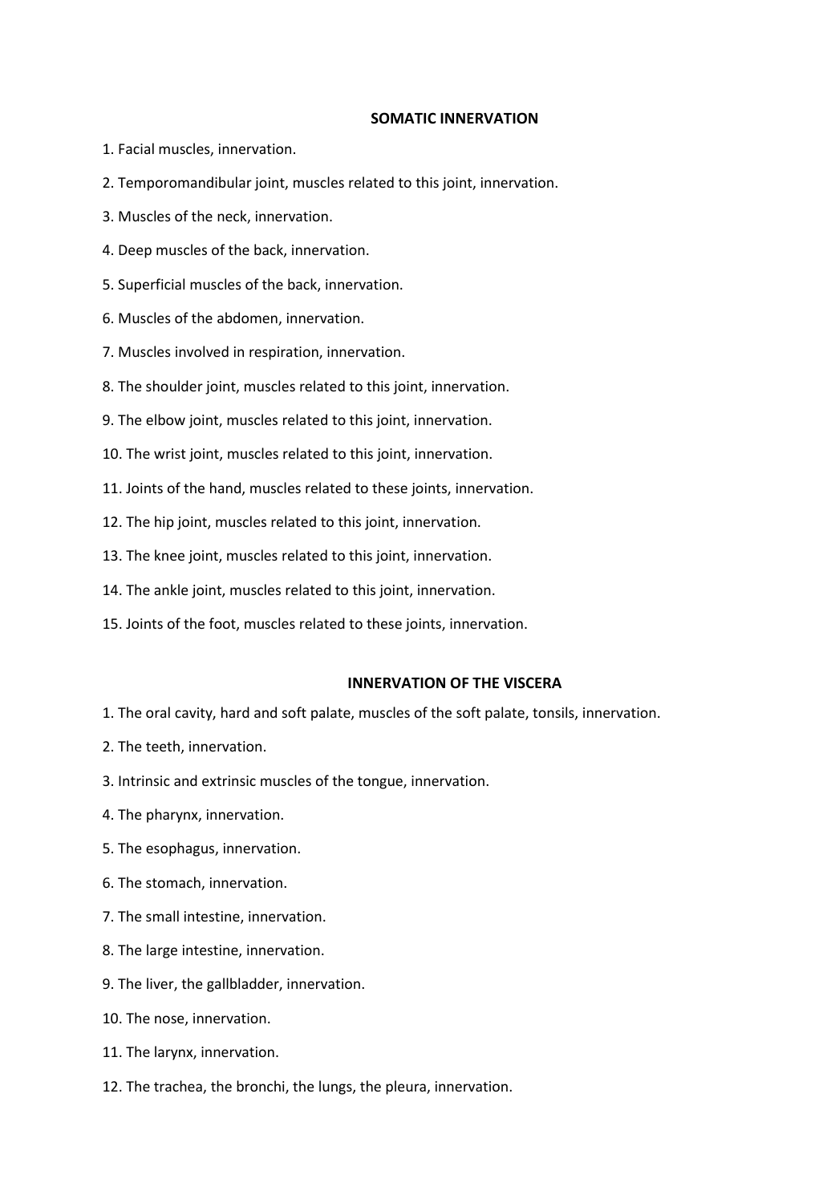## SOMATIC INNERVATION

1. Facial muscles, innervation.
2. Temporomandibular joint, muscles related to this joint, innervation.
3. Muscles of the neck, innervation.
4. Deep muscles of the back, innervation.
5. Superficial muscles of the back, innervation.
6. Muscles of the abdomen, innervation.
7. Muscles involved in respiration, innervation.
8. The shoulder joint, muscles related to this joint, innervation.
9. The elbow joint, muscles related to this joint, innervation.
10. The wrist joint, muscles related to this joint, innervation.
11. Joints of the hand, muscles related to these joints, innervation.
12. The hip joint, muscles related to this joint, innervation.
13. The knee joint, muscles related to this joint, innervation.
14. The ankle joint, muscles related to this joint, innervation.
15. Joints of the foot, muscles related to these joints, innervation.

## INNERVATION OF THE VISCERA

1. The oral cavity, hard and soft palate, muscles of the soft palate, tonsils, innervation.
2. The teeth, innervation.
3. Intrinsic and extrinsic muscles of the tongue, innervation.
4. The pharynx, innervation.
5. The esophagus, innervation.
6. The stomach, innervation.
7. The small intestine, innervation.
8. The large intestine, innervation.
9. The liver, the gallbladder, innervation.
10. The nose, innervation.
11. The larynx, innervation.
12. The trachea, the bronchi, the lungs, the pleura, innervation.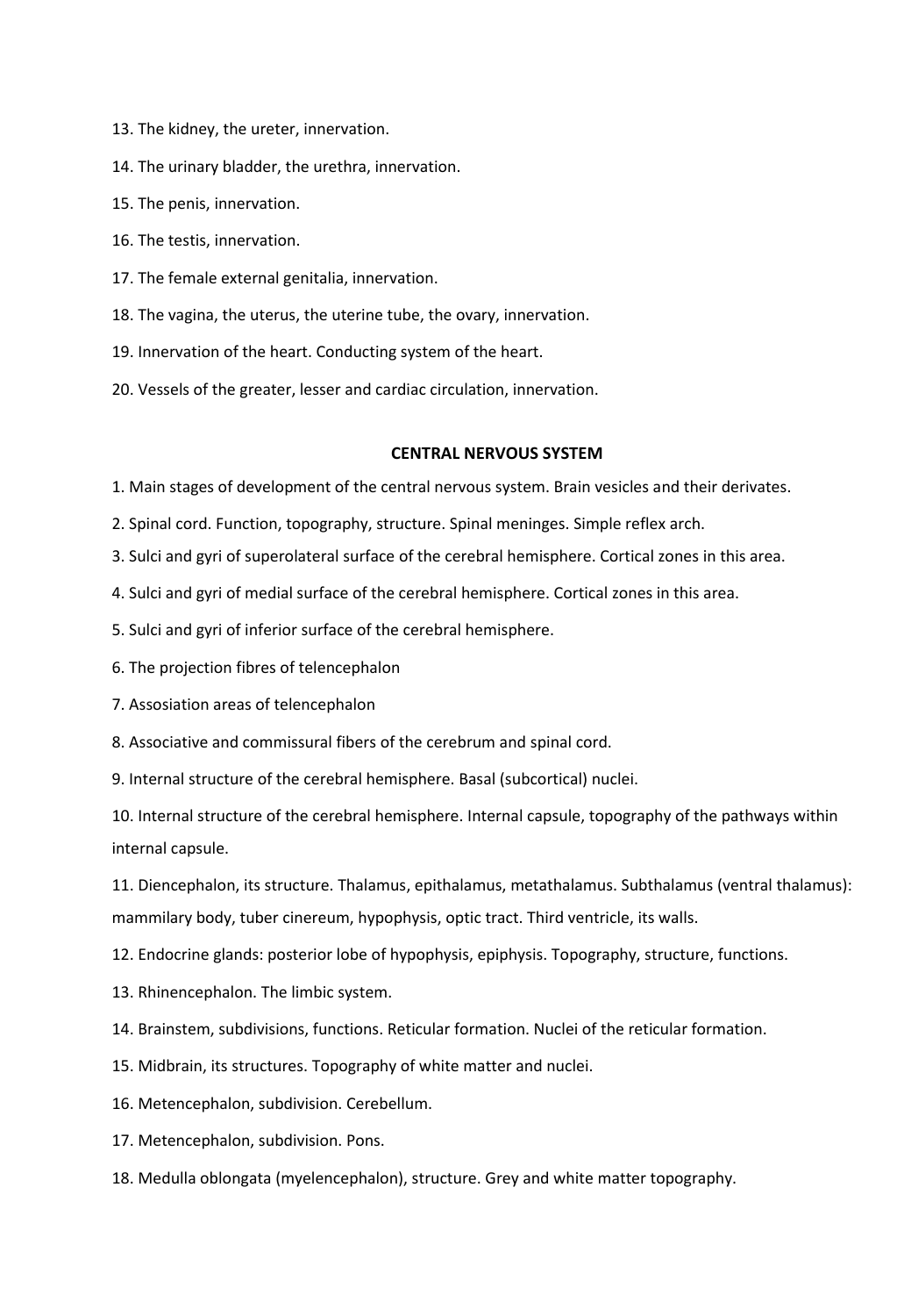13. The kidney, the ureter, innervation.

14. The urinary bladder, the urethra, innervation.

15. The penis, innervation.

16. The testis, innervation.

17. The female external genitalia, innervation.

18. The vagina, the uterus, the uterine tube, the ovary, innervation.

19. Innervation of the heart. Conducting system of the heart.

20. Vessels of the greater, lesser and cardiac circulation, innervation.

## CENTRAL NERVOUS SYSTEM

1. Main stages of development of the central nervous system. Brain vesicles and their derivates.

2. Spinal cord. Function, topography, structure. Spinal meninges. Simple reflex arch.

3. Sulci and gyri of superolateral surface of the cerebral hemisphere. Cortical zones in this area.

4. Sulci and gyri of medial surface of the cerebral hemisphere. Cortical zones in this area.

5. Sulci and gyri of inferior surface of the cerebral hemisphere.

6. The projection fibres of telencephalon

7. Assosiation areas of telencephalon

8. Associative and commissural fibers of the cerebrum and spinal cord.

9. Internal structure of the cerebral hemisphere. Basal (subcortical) nuclei.

10. Internal structure of the cerebral hemisphere. Internal capsule, topography of the pathways within internal capsule.

11. Diencephalon, its structure. Thalamus, epithalamus, metathalamus. Subthalamus (ventral thalamus): mammilary body, tuber cinereum, hypophysis, optic tract. Third ventricle, its walls.

12. Endocrine glands: posterior lobe of hypophysis, epiphysis. Topography, structure, functions.

13. Rhinencephalon. The limbic system.

14. Brainstem, subdivisions, functions. Reticular formation. Nuclei of the reticular formation.

15. Midbrain, its structures. Topography of white matter and nuclei.

16. Metencephalon, subdivision. Cerebellum.

17. Metencephalon, subdivision. Pons.

18. Medulla oblongata (myelencephalon), structure. Grey and white matter topography.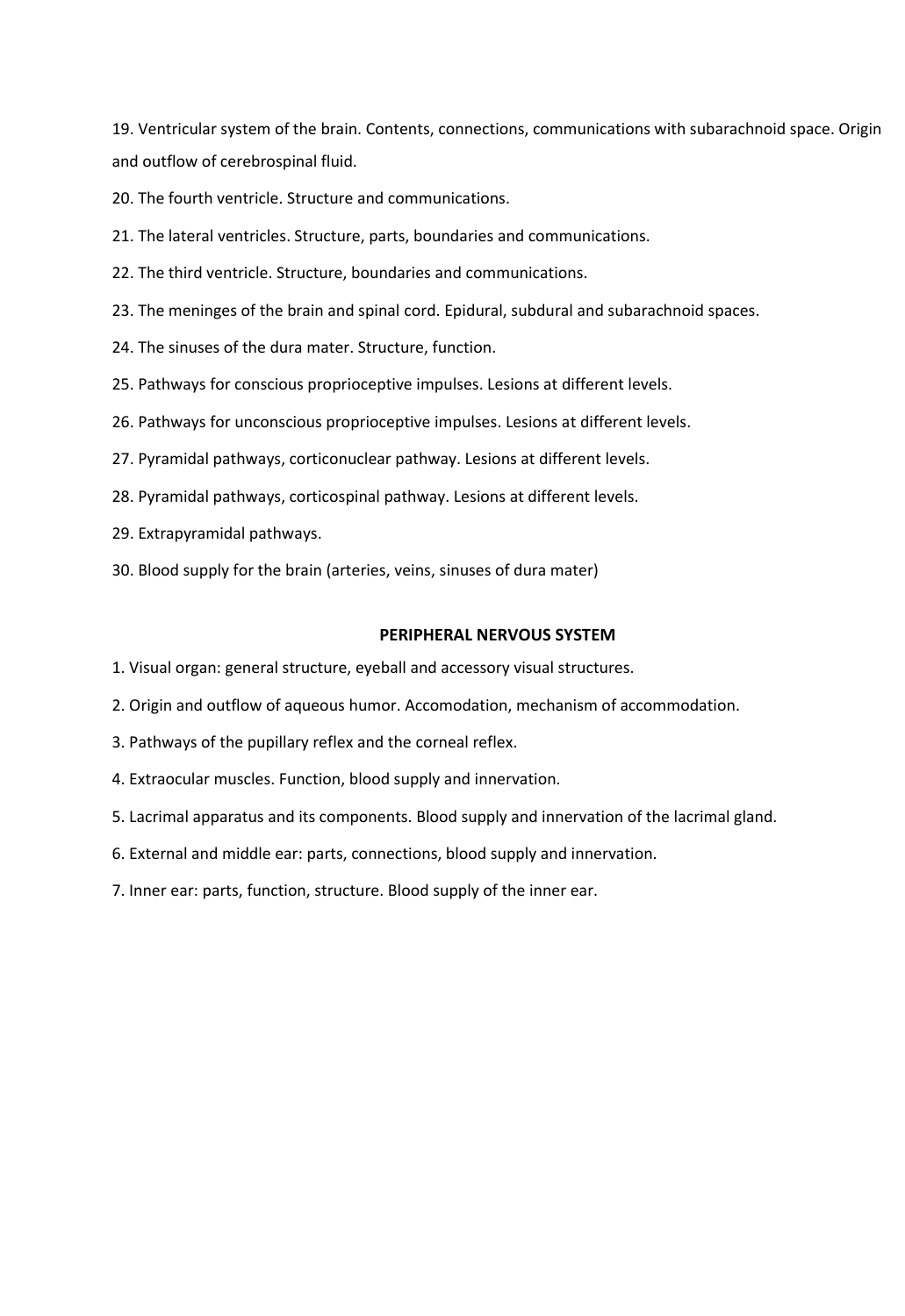19. Ventricular system of the brain. Contents, connections, communications with subarachnoid space. Origin and outflow of cerebrospinal fluid.

20. The fourth ventricle. Structure and communications.

21. The lateral ventricles. Structure, parts, boundaries and communications.

22. The third ventricle. Structure, boundaries and communications.

23. The meninges of the brain and spinal cord. Epidural, subdural and subarachnoid spaces.

24. The sinuses of the dura mater. Structure, function.

25. Pathways for conscious proprioceptive impulses. Lesions at different levels.

26. Pathways for unconscious proprioceptive impulses. Lesions at different levels.

27. Pyramidal pathways, corticonuclear pathway. Lesions at different levels.

28. Pyramidal pathways, corticospinal pathway. Lesions at different levels.

29. Extrapyramidal pathways.

30. Blood supply for the brain (arteries, veins, sinuses of dura mater)

## PERIPHERAL NERVOUS SYSTEM

1. Visual organ: general structure, eyeball and accessory visual structures.

2. Origin and outflow of aqueous humor. Accomodation, mechanism of accommodation.

3. Pathways of the pupillary reflex and the corneal reflex.

4. Extraocular muscles. Function, blood supply and innervation.

5. Lacrimal apparatus and its components. Blood supply and innervation of the lacrimal gland.

6. External and middle ear: parts, connections, blood supply and innervation.

7. Inner ear: parts, function, structure. Blood supply of the inner ear.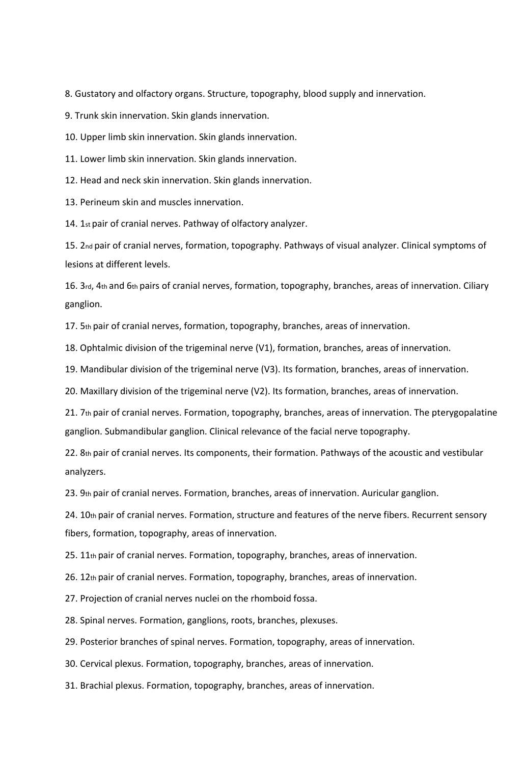8. Gustatory and olfactory organs. Structure, topography, blood supply and innervation.
9. Trunk skin innervation. Skin glands innervation.
10. Upper limb skin innervation. Skin glands innervation.
11. Lower limb skin innervation. Skin glands innervation.
12. Head and neck skin innervation. Skin glands innervation.
13. Perineum skin and muscles innervation.
14. 1st pair of cranial nerves. Pathway of olfactory analyzer.
15. 2nd pair of cranial nerves, formation, topography. Pathways of visual analyzer. Clinical symptoms of lesions at different levels.
16. 3rd, 4th and 6th pairs of cranial nerves, formation, topography, branches, areas of innervation. Ciliary ganglion.
17. 5th pair of cranial nerves, formation, topography, branches, areas of innervation.
18. Ophtalmic division of the trigeminal nerve (V1), formation, branches, areas of innervation.
19. Mandibular division of the trigeminal nerve (V3). Its formation, branches, areas of innervation.
20. Maxillary division of the trigeminal nerve (V2). Its formation, branches, areas of innervation.
21. 7th pair of cranial nerves. Formation, topography, branches, areas of innervation. The pterygopalatine ganglion. Submandibular ganglion. Clinical relevance of the facial nerve topography.
22. 8th pair of cranial nerves. Its components, their formation. Pathways of the acoustic and vestibular analyzers.
23. 9th pair of cranial nerves. Formation, branches, areas of innervation. Auricular ganglion.
24. 10th pair of cranial nerves. Formation, structure and features of the nerve fibers. Recurrent sensory fibers, formation, topography, areas of innervation.
25. 11th pair of cranial nerves. Formation, topography, branches, areas of innervation.
26. 12th pair of cranial nerves. Formation, topography, branches, areas of innervation.
27. Projection of cranial nerves nuclei on the rhomboid fossa.
28. Spinal nerves. Formation, ganglions, roots, branches, plexuses.
29. Posterior branches of spinal nerves. Formation, topography, areas of innervation.
30. Cervical plexus. Formation, topography, branches, areas of innervation.
31. Brachial plexus. Formation, topography, branches, areas of innervation.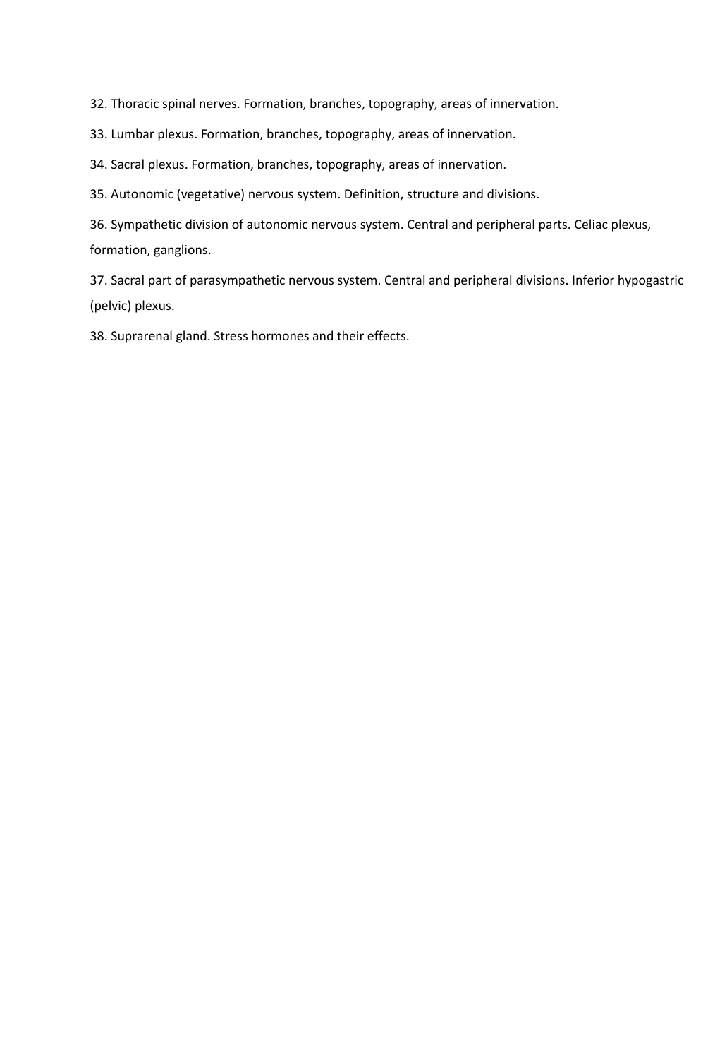32. Thoracic spinal nerves. Formation, branches, topography, areas of innervation.

33. Lumbar plexus. Formation, branches, topography, areas of innervation.

34. Sacral plexus. Formation, branches, topography, areas of innervation.

35. Autonomic (vegetative) nervous system. Definition, structure and divisions.

36. Sympathetic division of autonomic nervous system. Central and peripheral parts. Celiac plexus, formation, ganglions.

37. Sacral part of parasympathetic nervous system. Central and peripheral divisions. Inferior hypogastric (pelvic) plexus.

38. Suprarenal gland. Stress hormones and their effects.